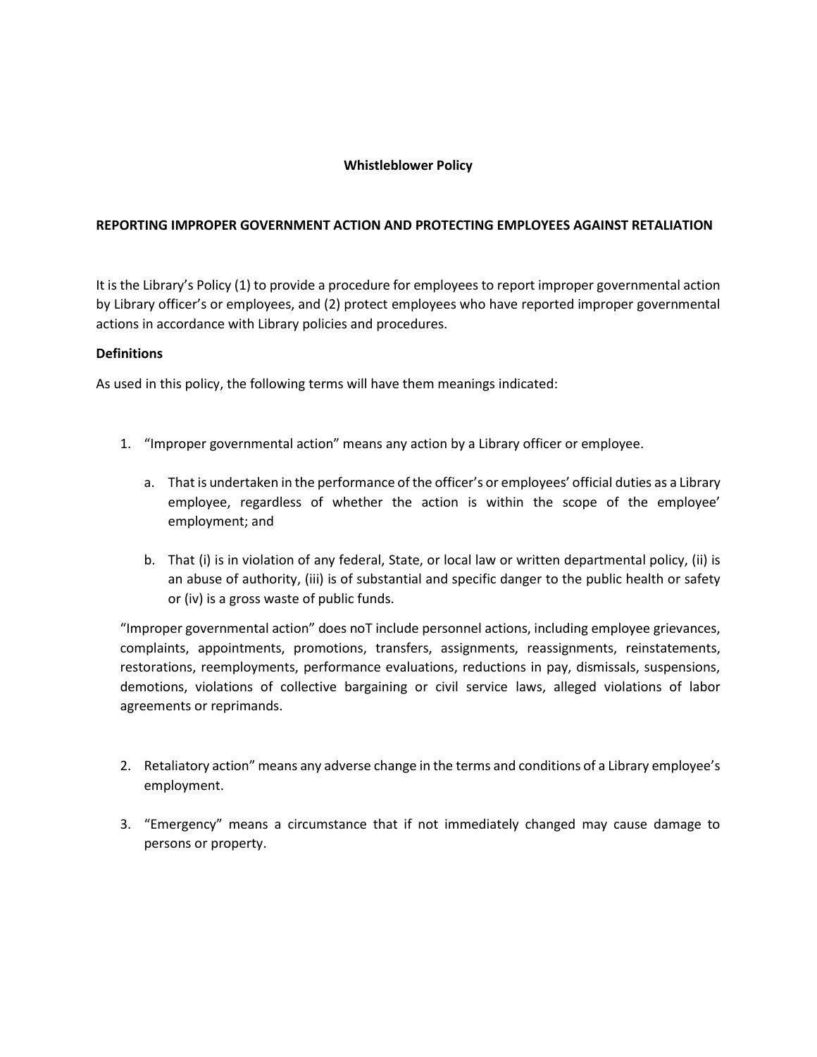**Whistleblower Policy**

**REPORTING IMPROPER GOVERNMENT ACTION AND PROTECTING EMPLOYEES AGAINST RETALIATION**

It is the Library's Policy (1) to provide a procedure for employees to report improper governmental action by Library officer's or employees, and (2) protect employees who have reported improper governmental actions in accordance with Library policies and procedures.

**Definitions**

As used in this policy, the following terms will have them meanings indicated:

1. "Improper governmental action" means any action by a Library officer or employee.

   a. That is undertaken in the performance of the officer's or employees' official duties as a Library employee, regardless of whether the action is within the scope of the employee' employment; and

   b. That (i) is in violation of any federal, State, or local law or written departmental policy, (ii) is an abuse of authority, (iii) is of substantial and specific danger to the public health or safety or (iv) is a gross waste of public funds.

   "Improper governmental action" does noT include personnel actions, including employee grievances, complaints, appointments, promotions, transfers, assignments, reassignments, reinstatements, restorations, reemployments, performance evaluations, reductions in pay, dismissals, suspensions, demotions, violations of collective bargaining or civil service laws, alleged violations of labor agreements or reprimands.

2. Retaliatory action" means any adverse change in the terms and conditions of a Library employee's employment.

3. "Emergency" means a circumstance that if not immediately changed may cause damage to persons or property.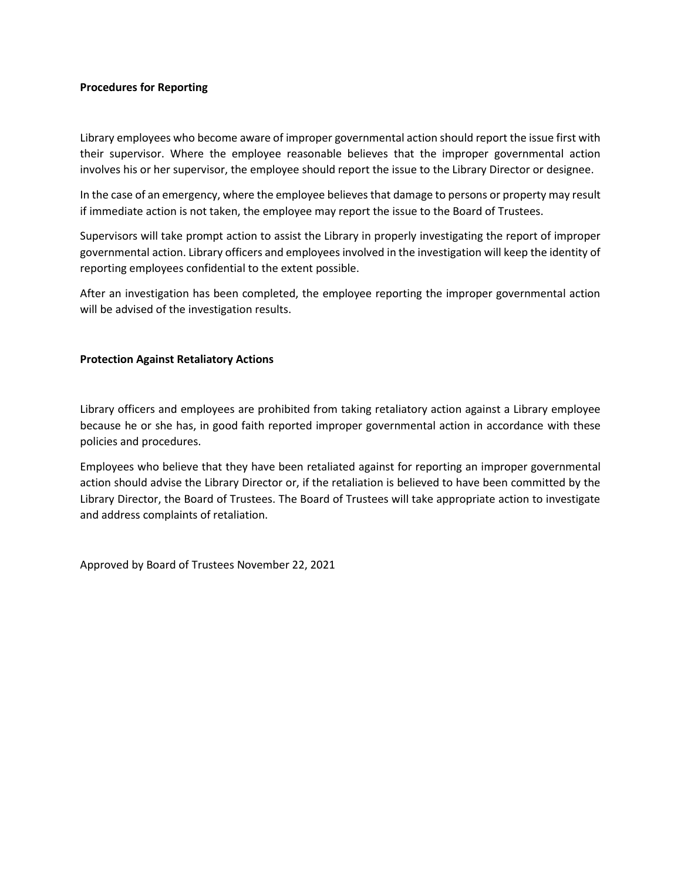**Procedures for Reporting**

Library employees who become aware of improper governmental action should report the issue first with their supervisor. Where the employee reasonable believes that the improper governmental action involves his or her supervisor, the employee should report the issue to the Library Director or designee.

In the case of an emergency, where the employee believes that damage to persons or property may result if immediate action is not taken, the employee may report the issue to the Board of Trustees.

Supervisors will take prompt action to assist the Library in properly investigating the report of improper governmental action. Library officers and employees involved in the investigation will keep the identity of reporting employees confidential to the extent possible.

After an investigation has been completed, the employee reporting the improper governmental action will be advised of the investigation results.

**Protection Against Retaliatory Actions**

Library officers and employees are prohibited from taking retaliatory action against a Library employee because he or she has, in good faith reported improper governmental action in accordance with these policies and procedures.

Employees who believe that they have been retaliated against for reporting an improper governmental action should advise the Library Director or, if the retaliation is believed to have been committed by the Library Director, the Board of Trustees. The Board of Trustees will take appropriate action to investigate and address complaints of retaliation.

Approved by Board of Trustees November 22, 2021